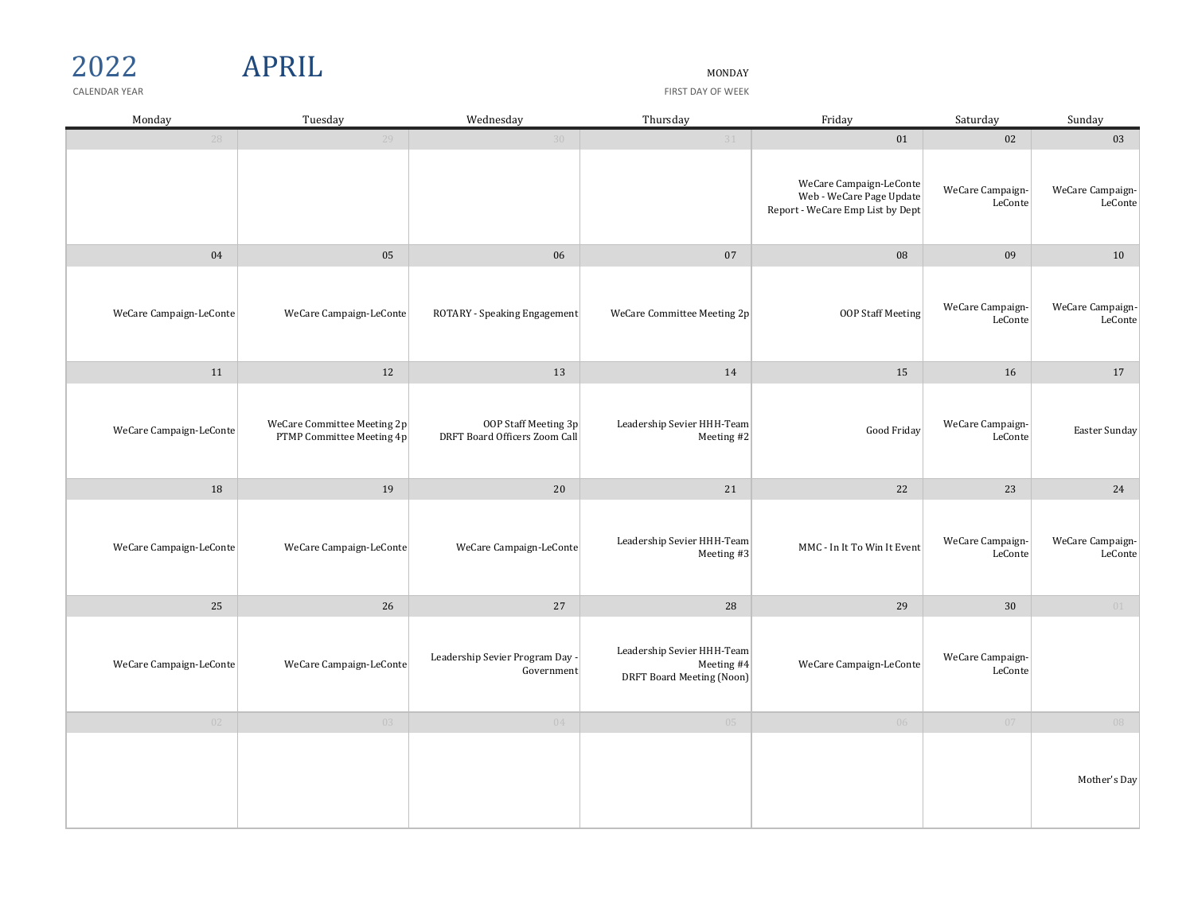# 2022 APRIL

CALENDAR YEAR

MONDAY
FIRST DAY OF WEEK

| Monday | Tuesday | Wednesday | Thursday | Friday | Saturday | Sunday |
|---|---|---|---|---|---|---|
| 28 | 29 | 30 | 31 | 01 | 02 | 03 |
| | | | | WeCare Campaign-LeConte<br>Web - WeCare Page Update<br>Report - WeCare Emp List by Dept | WeCare Campaign-LeConte | WeCare Campaign-LeConte |
| 04 | 05 | 06 | 07 | 08 | 09 | 10 |
| WeCare Campaign-LeConte | WeCare Campaign-LeConte | ROTARY - Speaking Engagement | WeCare Committee Meeting 2p | OOP Staff Meeting | WeCare Campaign-LeConte | WeCare Campaign-LeConte |
| 11 | 12 | 13 | 14 | 15 | 16 | 17 |
| WeCare Campaign-LeConte | WeCare Committee Meeting 2p<br>PTMP Committee Meeting 4p | OOP Staff Meeting 3p<br>DRFT Board Officers Zoom Call | Leadership Sevier HHH-Team Meeting #2 | Good Friday | WeCare Campaign-LeConte | Easter Sunday |
| 18 | 19 | 20 | 21 | 22 | 23 | 24 |
| WeCare Campaign-LeConte | WeCare Campaign-LeConte | WeCare Campaign-LeConte | Leadership Sevier HHH-Team Meeting #3 | MMC - In It To Win It Event | WeCare Campaign-LeConte | WeCare Campaign-LeConte |
| 25 | 26 | 27 | 28 | 29 | 30 | 01 |
| WeCare Campaign-LeConte | WeCare Campaign-LeConte | Leadership Sevier Program Day - Government | Leadership Sevier HHH-Team Meeting #4<br>DRFT Board Meeting (Noon) | WeCare Campaign-LeConte | WeCare Campaign-LeConte | |
| 02 | 03 | 04 | 05 | 06 | 07 | 08 |
| | | | | | | Mother's Day |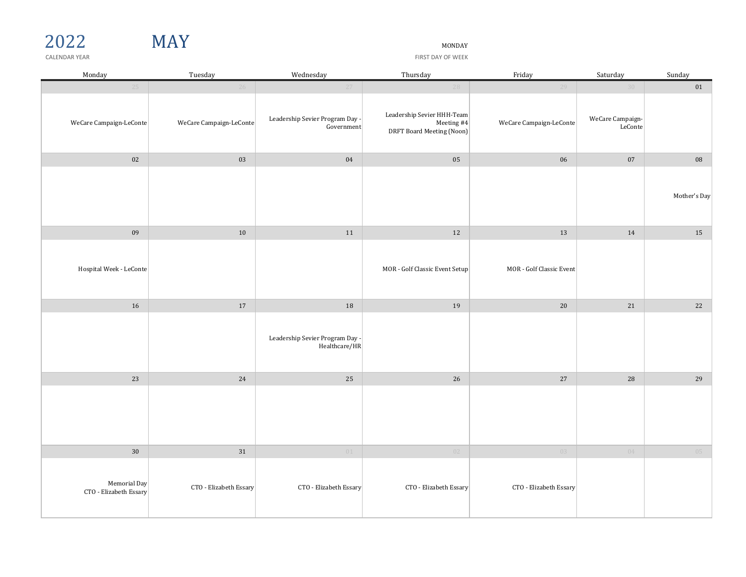# 2022 MAY

CALENDAR YEAR

MONDAY

FIRST DAY OF WEEK

| Monday | Tuesday | Wednesday | Thursday | Friday | Saturday | Sunday |
|---|---|---|---|---|---|---|
| 25 | 26 | 27 | 28 | 29 | 30 | 01 |
| WeCare Campaign-LeConte | WeCare Campaign-LeConte | Leadership Sevier Program Day - Government | Leadership Sevier HHH-Team Meeting #4<br>DRFT Board Meeting (Noon) | WeCare Campaign-LeConte | WeCare Campaign-LeConte | |
| 02 | 03 | 04 | 05 | 06 | 07 | 08 |
| | | | | | | Mother's Day |
| 09 | 10 | 11 | 12 | 13 | 14 | 15 |
| Hospital Week - LeConte | | | MOR - Golf Classic Event Setup | MOR - Golf Classic Event | | |
| 16 | 17 | 18 | 19 | 20 | 21 | 22 |
| | | Leadership Sevier Program Day - Healthcare/HR | | | | |
| 23 | 24 | 25 | 26 | 27 | 28 | 29 |
| | | | | | | |
| 30 | 31 | 01 | 02 | 03 | 04 | 05 |
| Memorial Day<br>CTO - Elizabeth Essary | CTO - Elizabeth Essary | CTO - Elizabeth Essary | CTO - Elizabeth Essary | CTO - Elizabeth Essary | | |